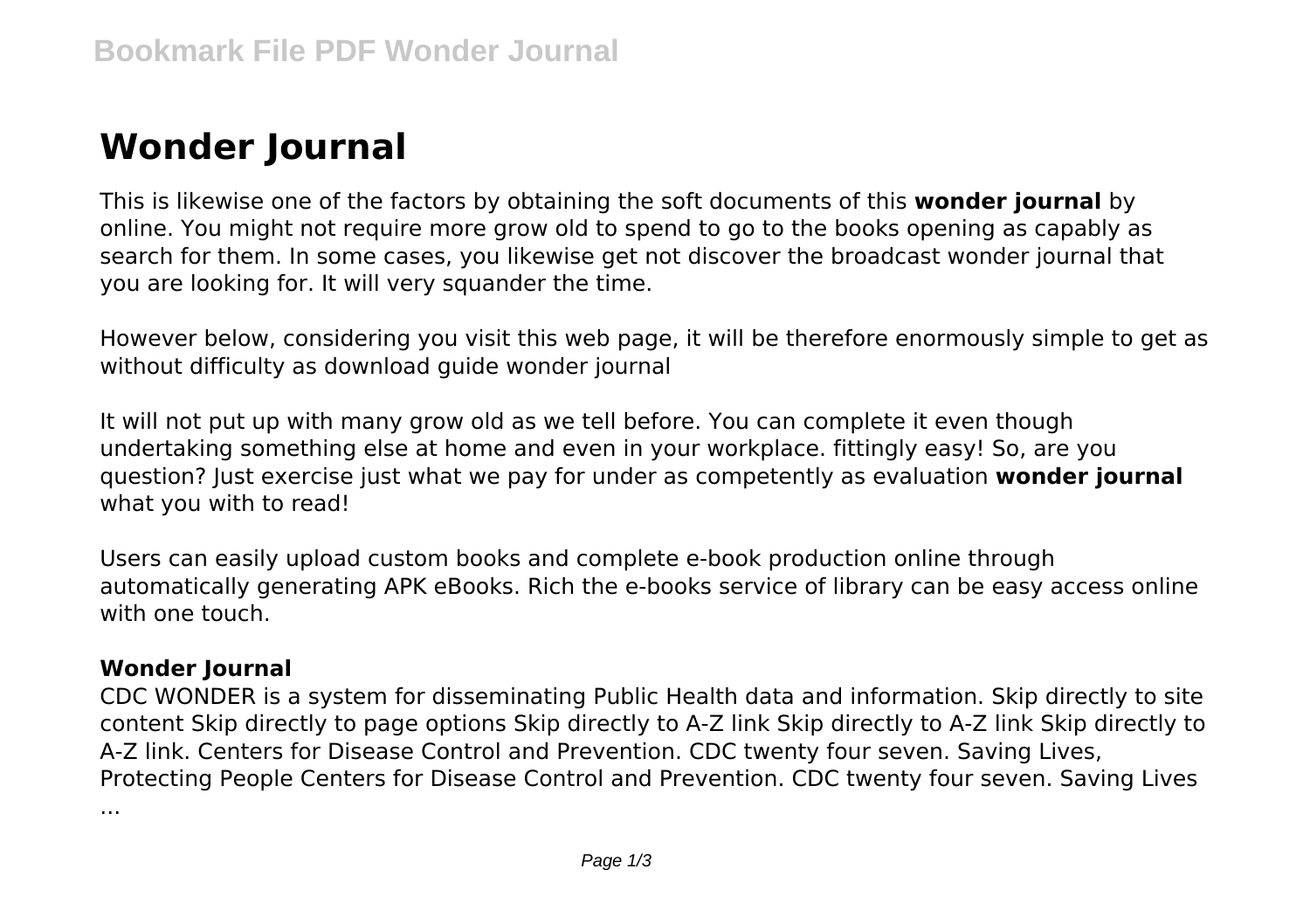# Wonder Journal

This is likewise one of the factors by obtaining the soft documents of this **wonder journal** by online. You might not require more grow old to spend to go to the books opening as capably as search for them. In some cases, you likewise get not discover the broadcast wonder journal that you are looking for. It will very squander the time.

However below, considering you visit this web page, it will be therefore enormously simple to get as without difficulty as download guide wonder journal

It will not put up with many grow old as we tell before. You can complete it even though undertaking something else at home and even in your workplace. fittingly easy! So, are you question? Just exercise just what we pay for under as competently as evaluation **wonder journal** what you with to read!

Users can easily upload custom books and complete e-book production online through automatically generating APK eBooks. Rich the e-books service of library can be easy access online with one touch.

### Wonder Journal

CDC WONDER is a system for disseminating Public Health data and information. Skip directly to site content Skip directly to page options Skip directly to A-Z link Skip directly to A-Z link Skip directly to A-Z link. Centers for Disease Control and Prevention. CDC twenty four seven. Saving Lives, Protecting People Centers for Disease Control and Prevention. CDC twenty four seven. Saving Lives ...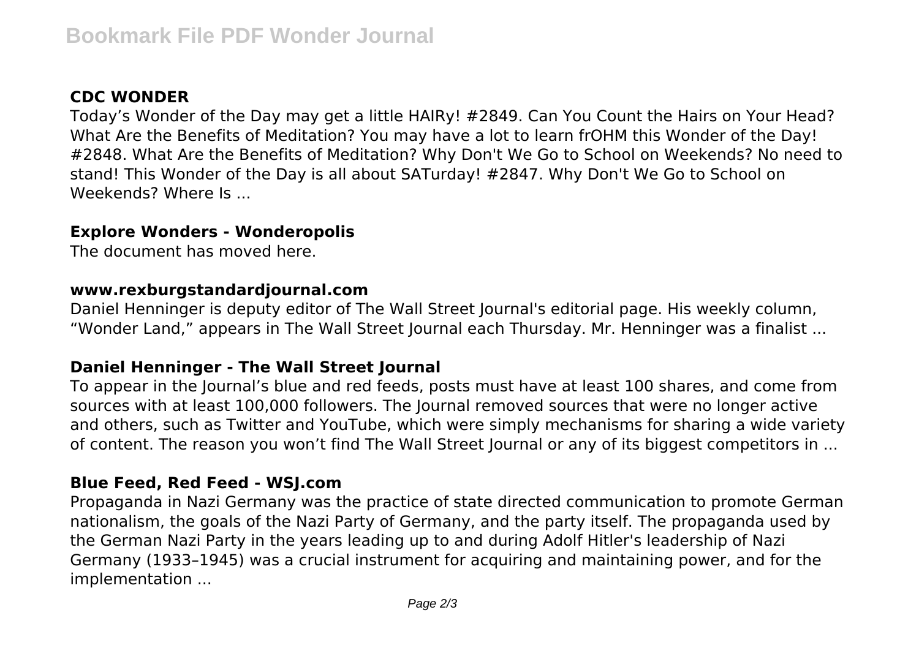### CDC WONDER

Today's Wonder of the Day may get a little HAIRy! #2849. Can You Count the Hairs on Your Head? What Are the Benefits of Meditation? You may have a lot to learn frOHM this Wonder of the Day! #2848. What Are the Benefits of Meditation? Why Don't We Go to School on Weekends? No need to stand! This Wonder of the Day is all about SATurday! #2847. Why Don't We Go to School on Weekends? Where Is ...

### Explore Wonders - Wonderopolis

The document has moved here.

### www.rexburgstandardjournal.com

Daniel Henninger is deputy editor of The Wall Street Journal's editorial page. His weekly column, "Wonder Land," appears in The Wall Street Journal each Thursday. Mr. Henninger was a finalist ...

### Daniel Henninger - The Wall Street Journal

To appear in the Journal's blue and red feeds, posts must have at least 100 shares, and come from sources with at least 100,000 followers. The Journal removed sources that were no longer active and others, such as Twitter and YouTube, which were simply mechanisms for sharing a wide variety of content. The reason you won't find The Wall Street Journal or any of its biggest competitors in ...

### Blue Feed, Red Feed - WSJ.com

Propaganda in Nazi Germany was the practice of state directed communication to promote German nationalism, the goals of the Nazi Party of Germany, and the party itself. The propaganda used by the German Nazi Party in the years leading up to and during Adolf Hitler's leadership of Nazi Germany (1933–1945) was a crucial instrument for acquiring and maintaining power, and for the implementation ...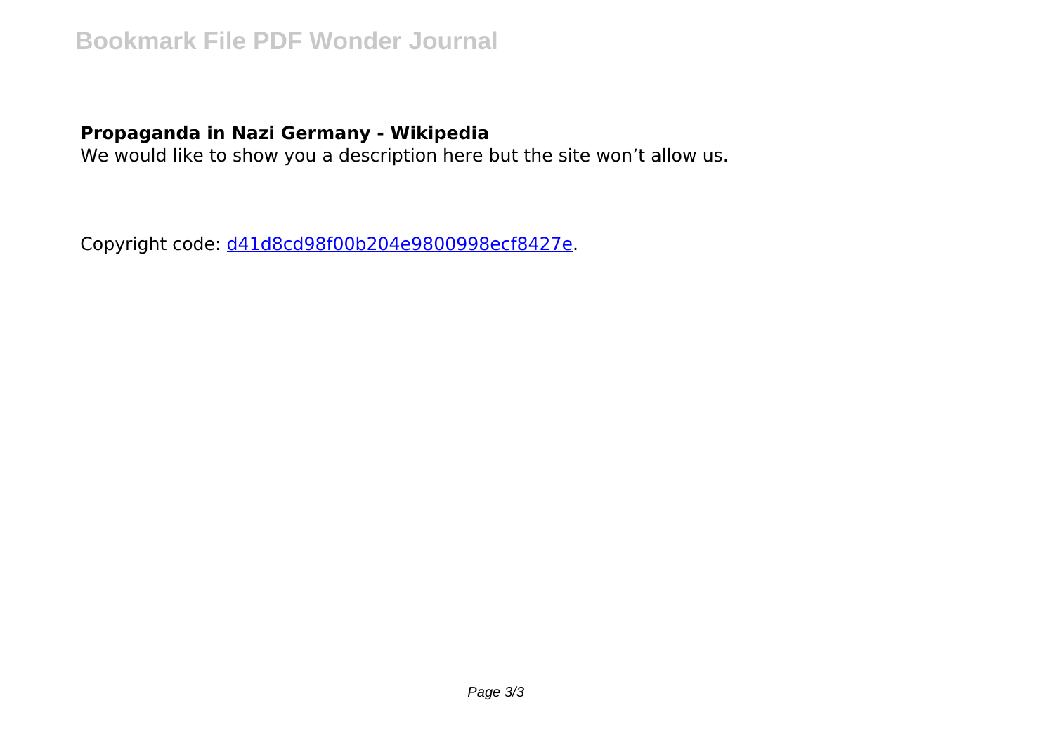**Propaganda in Nazi Germany - Wikipedia**

We would like to show you a description here but the site won’t allow us.

Copyright code: d41d8cd98f00b204e9800998ecf8427e.